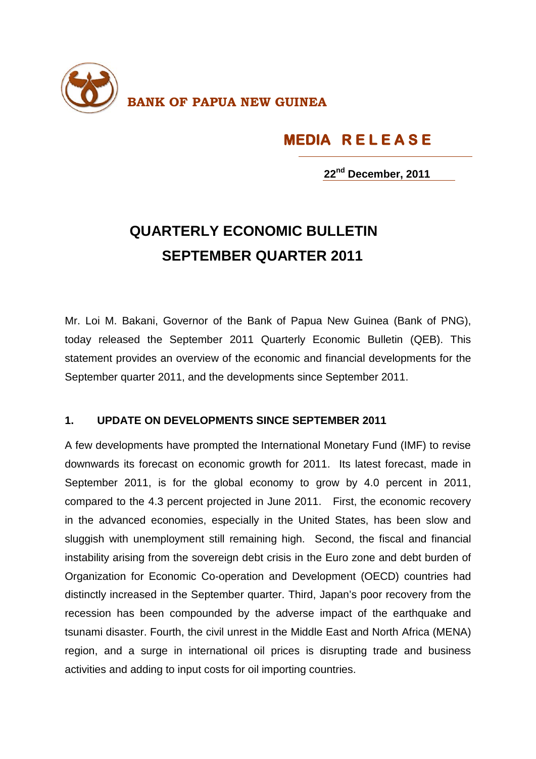**BANK OF PAPUA NEW GUINEA**

## MEDIA RELEASE

**22nd December, 2011**

# QUARTERLY ECONOMIC BULLETIN
# SEPTEMBER QUARTER 2011

Mr. Loi M. Bakani, Governor of the Bank of Papua New Guinea (Bank of PNG), today released the September 2011 Quarterly Economic Bulletin (QEB). This statement provides an overview of the economic and financial developments for the September quarter 2011, and the developments since September 2011.

## 1. UPDATE ON DEVELOPMENTS SINCE SEPTEMBER 2011

A few developments have prompted the International Monetary Fund (IMF) to revise downwards its forecast on economic growth for 2011. Its latest forecast, made in September 2011, is for the global economy to grow by 4.0 percent in 2011, compared to the 4.3 percent projected in June 2011. First, the economic recovery in the advanced economies, especially in the United States, has been slow and sluggish with unemployment still remaining high. Second, the fiscal and financial instability arising from the sovereign debt crisis in the Euro zone and debt burden of Organization for Economic Co-operation and Development (OECD) countries had distinctly increased in the September quarter. Third, Japan's poor recovery from the recession has been compounded by the adverse impact of the earthquake and tsunami disaster. Fourth, the civil unrest in the Middle East and North Africa (MENA) region, and a surge in international oil prices is disrupting trade and business activities and adding to input costs for oil importing countries.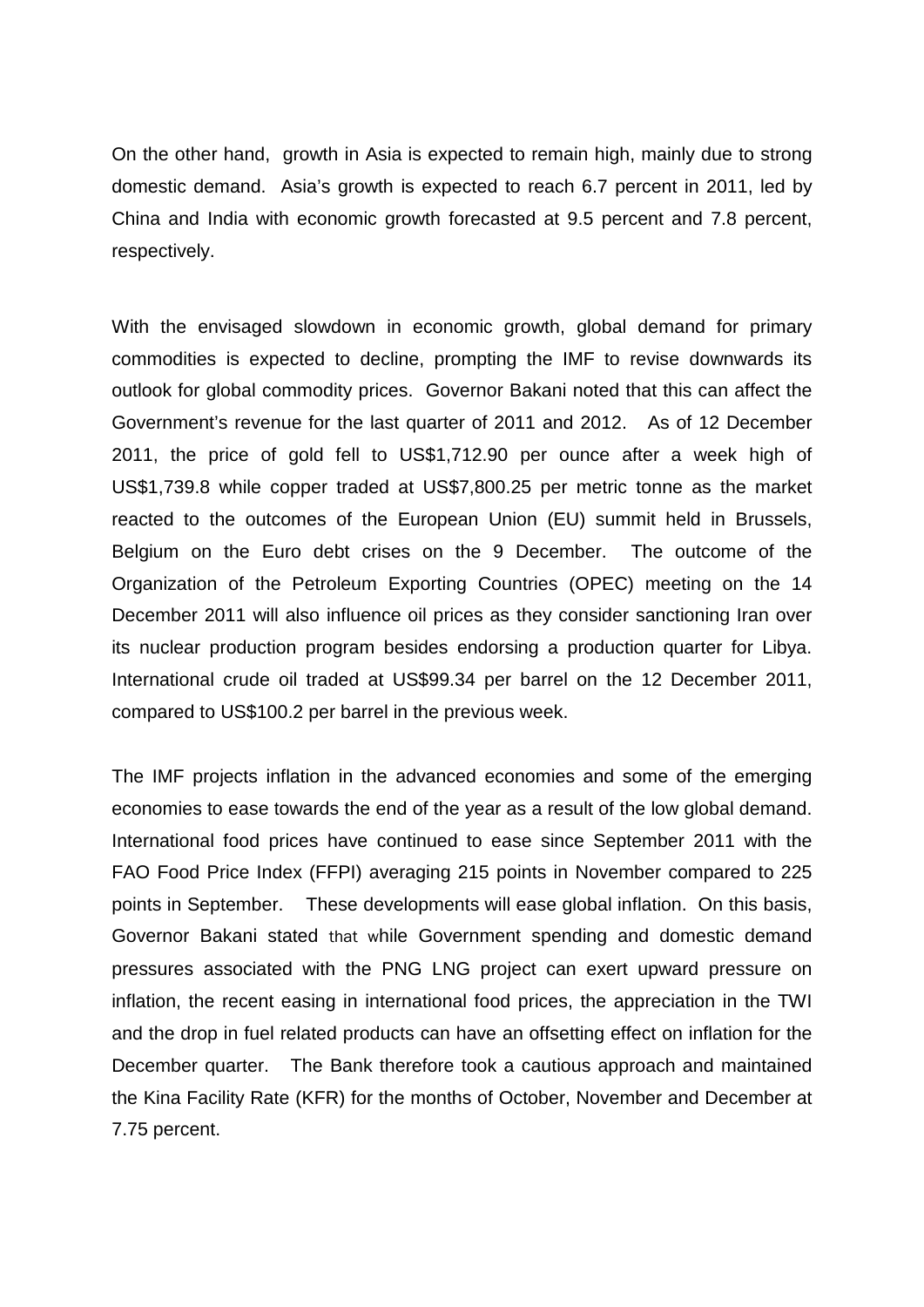On the other hand, growth in Asia is expected to remain high, mainly due to strong domestic demand. Asia's growth is expected to reach 6.7 percent in 2011, led by China and India with economic growth forecasted at 9.5 percent and 7.8 percent, respectively.

With the envisaged slowdown in economic growth, global demand for primary commodities is expected to decline, prompting the IMF to revise downwards its outlook for global commodity prices. Governor Bakani noted that this can affect the Government's revenue for the last quarter of 2011 and 2012. As of 12 December 2011, the price of gold fell to US$1,712.90 per ounce after a week high of US$1,739.8 while copper traded at US$7,800.25 per metric tonne as the market reacted to the outcomes of the European Union (EU) summit held in Brussels, Belgium on the Euro debt crises on the 9 December. The outcome of the Organization of the Petroleum Exporting Countries (OPEC) meeting on the 14 December 2011 will also influence oil prices as they consider sanctioning Iran over its nuclear production program besides endorsing a production quarter for Libya. International crude oil traded at US$99.34 per barrel on the 12 December 2011, compared to US$100.2 per barrel in the previous week.

The IMF projects inflation in the advanced economies and some of the emerging economies to ease towards the end of the year as a result of the low global demand. International food prices have continued to ease since September 2011 with the FAO Food Price Index (FFPI) averaging 215 points in November compared to 225 points in September. These developments will ease global inflation. On this basis, Governor Bakani stated that while Government spending and domestic demand pressures associated with the PNG LNG project can exert upward pressure on inflation, the recent easing in international food prices, the appreciation in the TWI and the drop in fuel related products can have an offsetting effect on inflation for the December quarter. The Bank therefore took a cautious approach and maintained the Kina Facility Rate (KFR) for the months of October, November and December at 7.75 percent.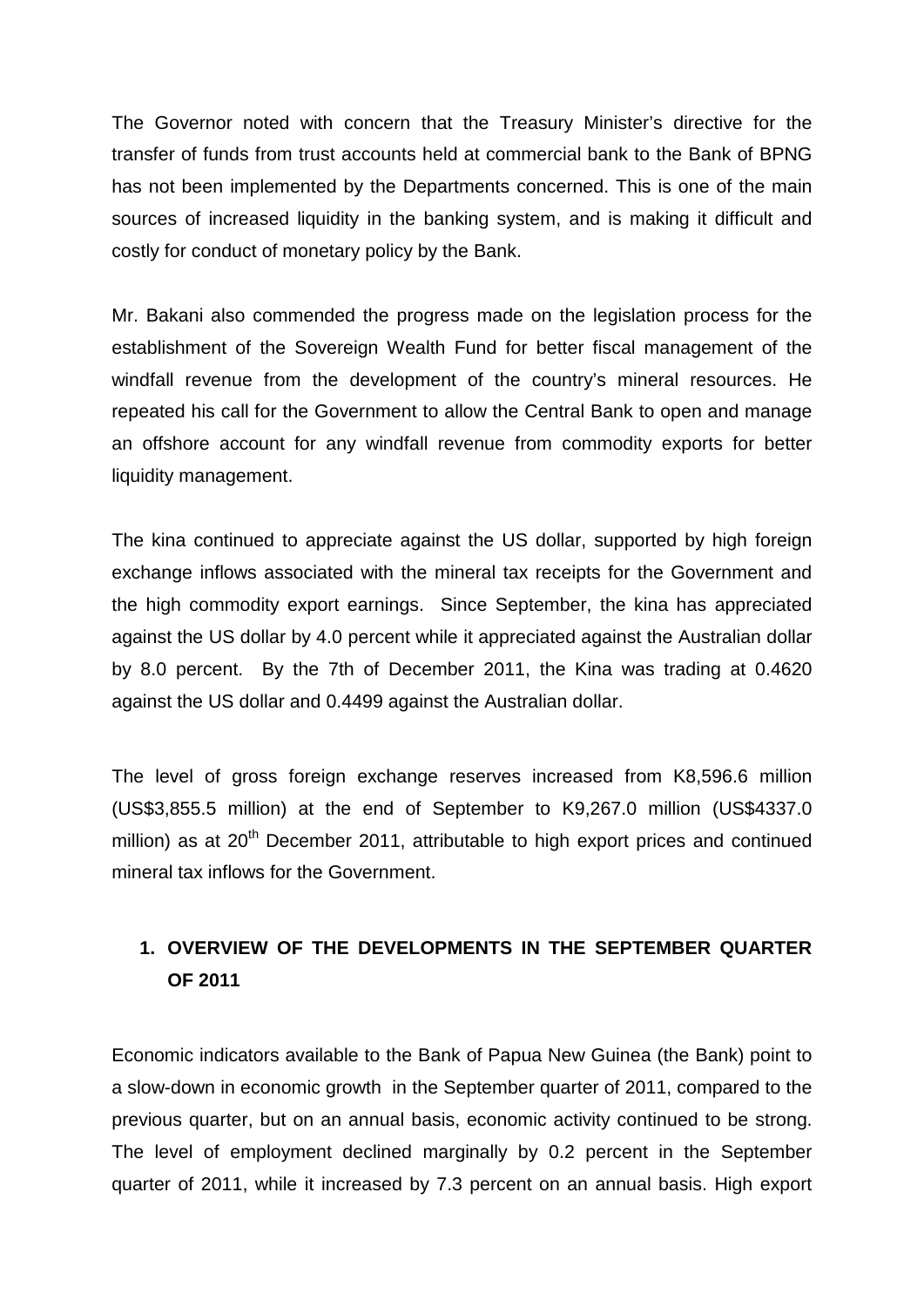The Governor noted with concern that the Treasury Minister's directive for the transfer of funds from trust accounts held at commercial bank to the Bank of BPNG has not been implemented by the Departments concerned. This is one of the main sources of increased liquidity in the banking system, and is making it difficult and costly for conduct of monetary policy by the Bank.

Mr. Bakani also commended the progress made on the legislation process for the establishment of the Sovereign Wealth Fund for better fiscal management of the windfall revenue from the development of the country's mineral resources. He repeated his call for the Government to allow the Central Bank to open and manage an offshore account for any windfall revenue from commodity exports for better liquidity management.

The kina continued to appreciate against the US dollar, supported by high foreign exchange inflows associated with the mineral tax receipts for the Government and the high commodity export earnings. Since September, the kina has appreciated against the US dollar by 4.0 percent while it appreciated against the Australian dollar by 8.0 percent. By the 7th of December 2011, the Kina was trading at 0.4620 against the US dollar and 0.4499 against the Australian dollar.

The level of gross foreign exchange reserves increased from K8,596.6 million (US$3,855.5 million) at the end of September to K9,267.0 million (US$4337.0 million) as at 20th December 2011, attributable to high export prices and continued mineral tax inflows for the Government.

## 1. OVERVIEW OF THE DEVELOPMENTS IN THE SEPTEMBER QUARTER OF 2011

Economic indicators available to the Bank of Papua New Guinea (the Bank) point to a slow-down in economic growth in the September quarter of 2011, compared to the previous quarter, but on an annual basis, economic activity continued to be strong. The level of employment declined marginally by 0.2 percent in the September quarter of 2011, while it increased by 7.3 percent on an annual basis. High export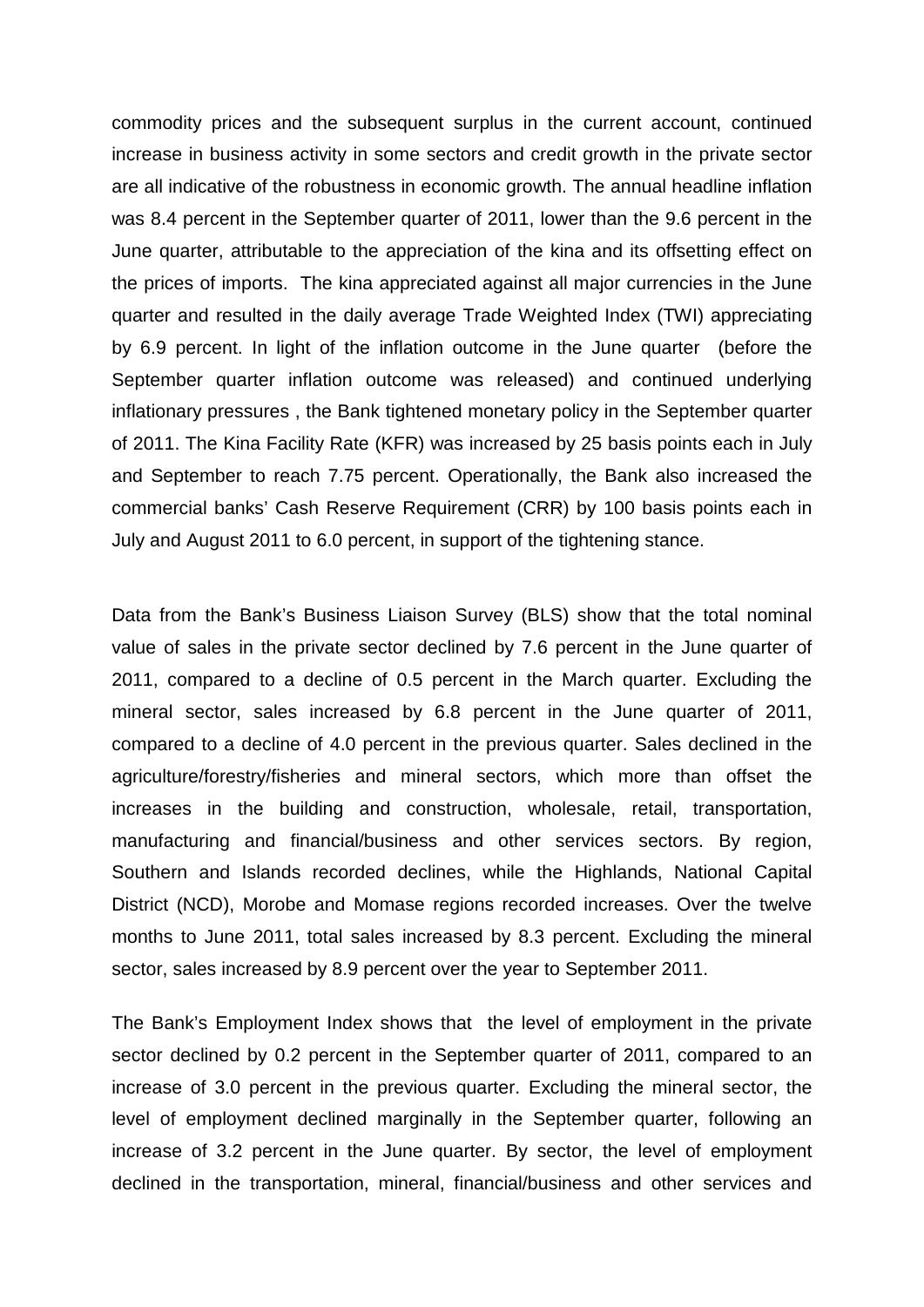commodity prices and the subsequent surplus in the current account, continued increase in business activity in some sectors and credit growth in the private sector are all indicative of the robustness in economic growth. The annual headline inflation was 8.4 percent in the September quarter of 2011, lower than the 9.6 percent in the June quarter, attributable to the appreciation of the kina and its offsetting effect on the prices of imports. The kina appreciated against all major currencies in the June quarter and resulted in the daily average Trade Weighted Index (TWI) appreciating by 6.9 percent. In light of the inflation outcome in the June quarter (before the September quarter inflation outcome was released) and continued underlying inflationary pressures , the Bank tightened monetary policy in the September quarter of 2011. The Kina Facility Rate (KFR) was increased by 25 basis points each in July and September to reach 7.75 percent. Operationally, the Bank also increased the commercial banks' Cash Reserve Requirement (CRR) by 100 basis points each in July and August 2011 to 6.0 percent, in support of the tightening stance.

Data from the Bank's Business Liaison Survey (BLS) show that the total nominal value of sales in the private sector declined by 7.6 percent in the June quarter of 2011, compared to a decline of 0.5 percent in the March quarter. Excluding the mineral sector, sales increased by 6.8 percent in the June quarter of 2011, compared to a decline of 4.0 percent in the previous quarter. Sales declined in the agriculture/forestry/fisheries and mineral sectors, which more than offset the increases in the building and construction, wholesale, retail, transportation, manufacturing and financial/business and other services sectors. By region, Southern and Islands recorded declines, while the Highlands, National Capital District (NCD), Morobe and Momase regions recorded increases. Over the twelve months to June 2011, total sales increased by 8.3 percent. Excluding the mineral sector, sales increased by 8.9 percent over the year to September 2011.

The Bank's Employment Index shows that the level of employment in the private sector declined by 0.2 percent in the September quarter of 2011, compared to an increase of 3.0 percent in the previous quarter. Excluding the mineral sector, the level of employment declined marginally in the September quarter, following an increase of 3.2 percent in the June quarter. By sector, the level of employment declined in the transportation, mineral, financial/business and other services and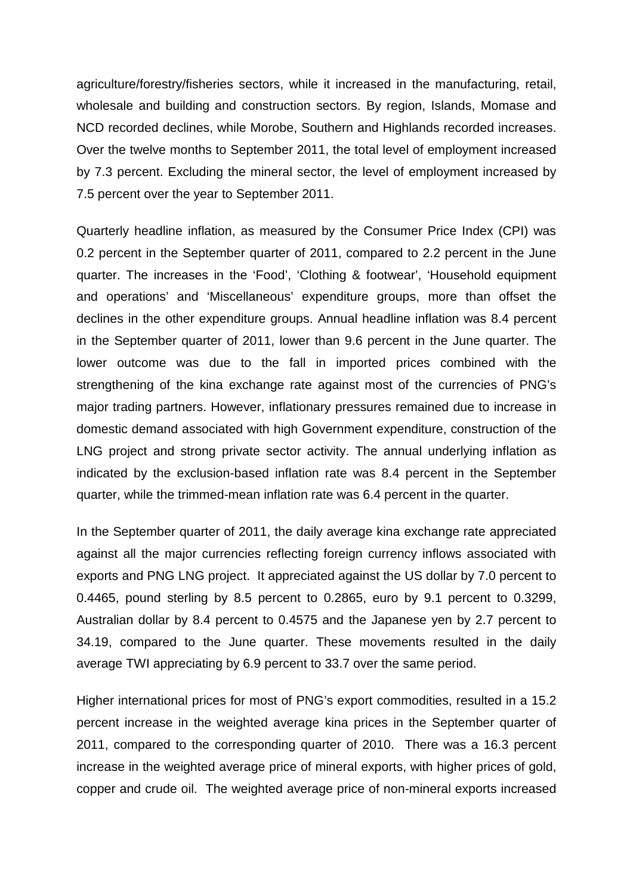agriculture/forestry/fisheries sectors, while it increased in the manufacturing, retail, wholesale and building and construction sectors. By region, Islands, Momase and NCD recorded declines, while Morobe, Southern and Highlands recorded increases. Over the twelve months to September 2011, the total level of employment increased by 7.3 percent. Excluding the mineral sector, the level of employment increased by 7.5 percent over the year to September 2011.

Quarterly headline inflation, as measured by the Consumer Price Index (CPI) was 0.2 percent in the September quarter of 2011, compared to 2.2 percent in the June quarter. The increases in the 'Food', 'Clothing & footwear', 'Household equipment and operations' and 'Miscellaneous' expenditure groups, more than offset the declines in the other expenditure groups. Annual headline inflation was 8.4 percent in the September quarter of 2011, lower than 9.6 percent in the June quarter. The lower outcome was due to the fall in imported prices combined with the strengthening of the kina exchange rate against most of the currencies of PNG's major trading partners. However, inflationary pressures remained due to increase in domestic demand associated with high Government expenditure, construction of the LNG project and strong private sector activity. The annual underlying inflation as indicated by the exclusion-based inflation rate was 8.4 percent in the September quarter, while the trimmed-mean inflation rate was 6.4 percent in the quarter.

In the September quarter of 2011, the daily average kina exchange rate appreciated against all the major currencies reflecting foreign currency inflows associated with exports and PNG LNG project. It appreciated against the US dollar by 7.0 percent to 0.4465, pound sterling by 8.5 percent to 0.2865, euro by 9.1 percent to 0.3299, Australian dollar by 8.4 percent to 0.4575 and the Japanese yen by 2.7 percent to 34.19, compared to the June quarter. These movements resulted in the daily average TWI appreciating by 6.9 percent to 33.7 over the same period.

Higher international prices for most of PNG's export commodities, resulted in a 15.2 percent increase in the weighted average kina prices in the September quarter of 2011, compared to the corresponding quarter of 2010. There was a 16.3 percent increase in the weighted average price of mineral exports, with higher prices of gold, copper and crude oil. The weighted average price of non-mineral exports increased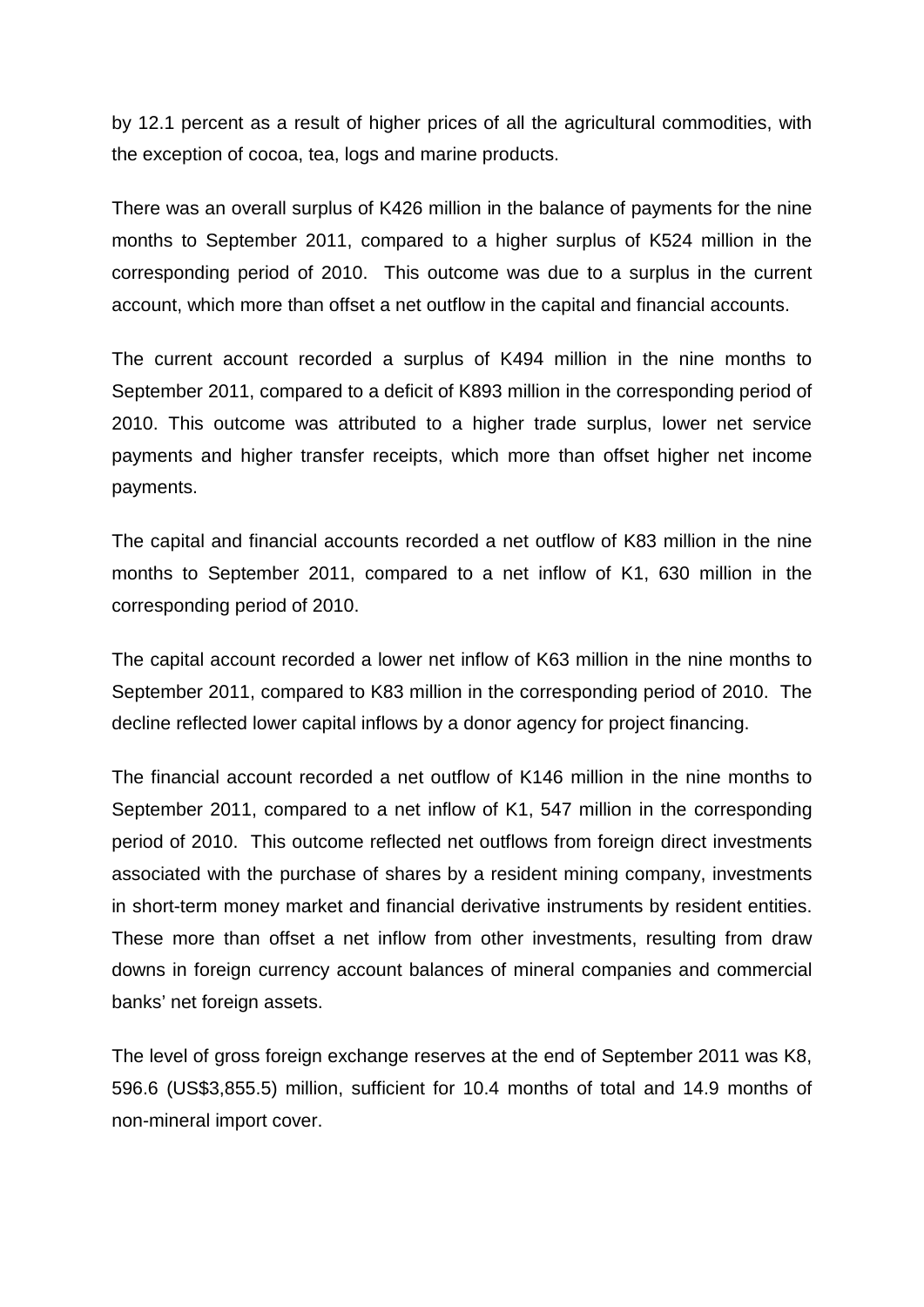by 12.1 percent as a result of higher prices of all the agricultural commodities, with the exception of cocoa, tea, logs and marine products.

There was an overall surplus of K426 million in the balance of payments for the nine months to September 2011, compared to a higher surplus of K524 million in the corresponding period of 2010. This outcome was due to a surplus in the current account, which more than offset a net outflow in the capital and financial accounts.

The current account recorded a surplus of K494 million in the nine months to September 2011, compared to a deficit of K893 million in the corresponding period of 2010. This outcome was attributed to a higher trade surplus, lower net service payments and higher transfer receipts, which more than offset higher net income payments.

The capital and financial accounts recorded a net outflow of K83 million in the nine months to September 2011, compared to a net inflow of K1, 630 million in the corresponding period of 2010.

The capital account recorded a lower net inflow of K63 million in the nine months to September 2011, compared to K83 million in the corresponding period of 2010. The decline reflected lower capital inflows by a donor agency for project financing.

The financial account recorded a net outflow of K146 million in the nine months to September 2011, compared to a net inflow of K1, 547 million in the corresponding period of 2010. This outcome reflected net outflows from foreign direct investments associated with the purchase of shares by a resident mining company, investments in short-term money market and financial derivative instruments by resident entities. These more than offset a net inflow from other investments, resulting from draw downs in foreign currency account balances of mineral companies and commercial banks' net foreign assets.

The level of gross foreign exchange reserves at the end of September 2011 was K8, 596.6 (US$3,855.5) million, sufficient for 10.4 months of total and 14.9 months of non-mineral import cover.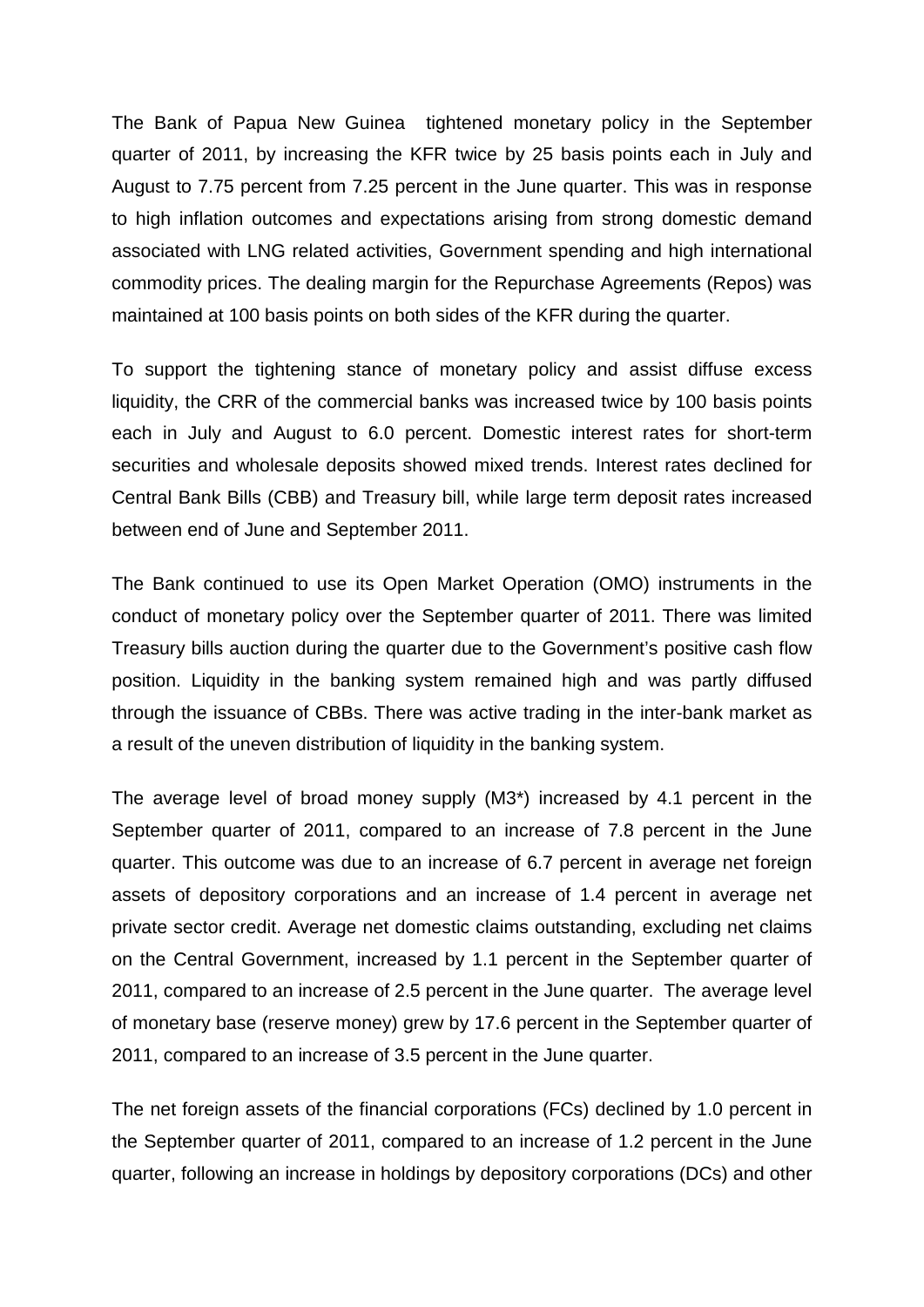The Bank of Papua New Guinea tightened monetary policy in the September quarter of 2011, by increasing the KFR twice by 25 basis points each in July and August to 7.75 percent from 7.25 percent in the June quarter. This was in response to high inflation outcomes and expectations arising from strong domestic demand associated with LNG related activities, Government spending and high international commodity prices. The dealing margin for the Repurchase Agreements (Repos) was maintained at 100 basis points on both sides of the KFR during the quarter.

To support the tightening stance of monetary policy and assist diffuse excess liquidity, the CRR of the commercial banks was increased twice by 100 basis points each in July and August to 6.0 percent. Domestic interest rates for short-term securities and wholesale deposits showed mixed trends. Interest rates declined for Central Bank Bills (CBB) and Treasury bill, while large term deposit rates increased between end of June and September 2011.

The Bank continued to use its Open Market Operation (OMO) instruments in the conduct of monetary policy over the September quarter of 2011. There was limited Treasury bills auction during the quarter due to the Government's positive cash flow position. Liquidity in the banking system remained high and was partly diffused through the issuance of CBBs. There was active trading in the inter-bank market as a result of the uneven distribution of liquidity in the banking system.

The average level of broad money supply (M3*) increased by 4.1 percent in the September quarter of 2011, compared to an increase of 7.8 percent in the June quarter. This outcome was due to an increase of 6.7 percent in average net foreign assets of depository corporations and an increase of 1.4 percent in average net private sector credit. Average net domestic claims outstanding, excluding net claims on the Central Government, increased by 1.1 percent in the September quarter of 2011, compared to an increase of 2.5 percent in the June quarter. The average level of monetary base (reserve money) grew by 17.6 percent in the September quarter of 2011, compared to an increase of 3.5 percent in the June quarter.

The net foreign assets of the financial corporations (FCs) declined by 1.0 percent in the September quarter of 2011, compared to an increase of 1.2 percent in the June quarter, following an increase in holdings by depository corporations (DCs) and other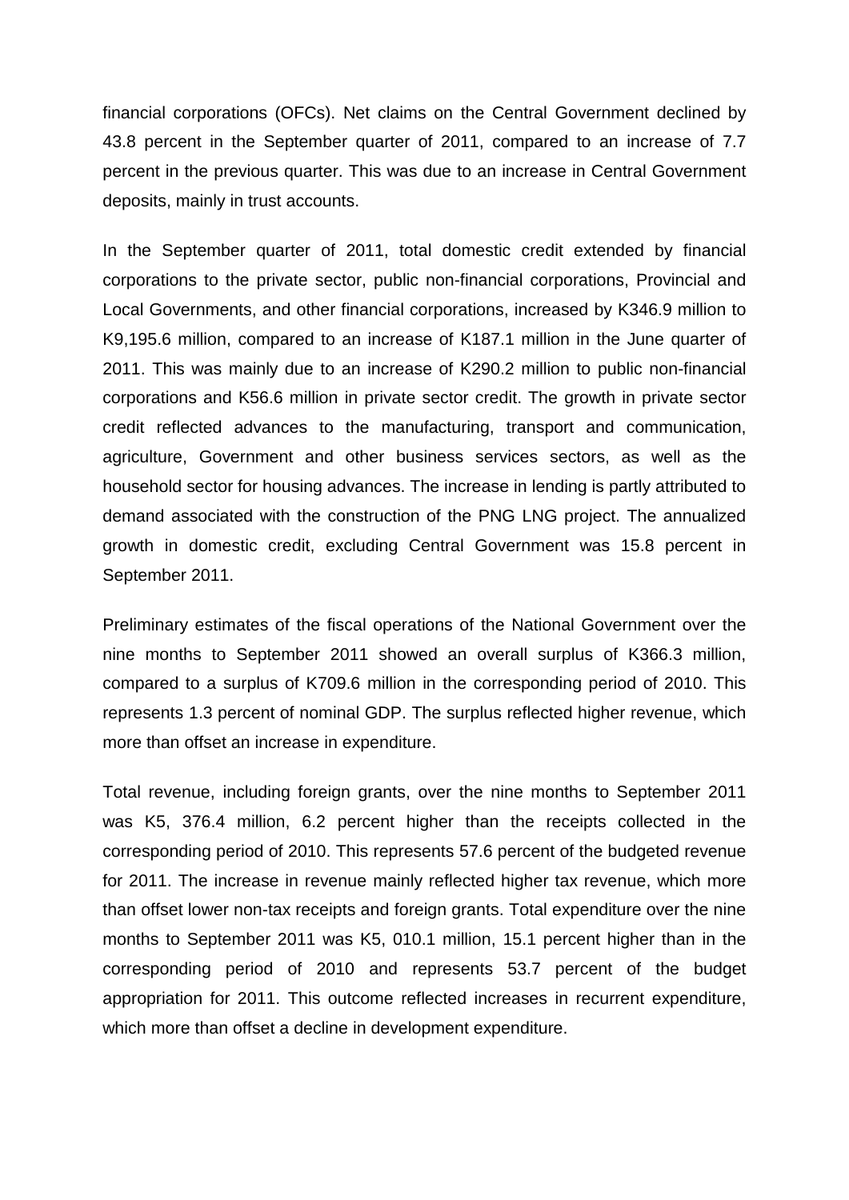financial corporations (OFCs). Net claims on the Central Government declined by 43.8 percent in the September quarter of 2011, compared to an increase of 7.7 percent in the previous quarter. This was due to an increase in Central Government deposits, mainly in trust accounts.

In the September quarter of 2011, total domestic credit extended by financial corporations to the private sector, public non-financial corporations, Provincial and Local Governments, and other financial corporations, increased by K346.9 million to K9,195.6 million, compared to an increase of K187.1 million in the June quarter of 2011. This was mainly due to an increase of K290.2 million to public non-financial corporations and K56.6 million in private sector credit. The growth in private sector credit reflected advances to the manufacturing, transport and communication, agriculture, Government and other business services sectors, as well as the household sector for housing advances. The increase in lending is partly attributed to demand associated with the construction of the PNG LNG project. The annualized growth in domestic credit, excluding Central Government was 15.8 percent in September 2011.

Preliminary estimates of the fiscal operations of the National Government over the nine months to September 2011 showed an overall surplus of K366.3 million, compared to a surplus of K709.6 million in the corresponding period of 2010. This represents 1.3 percent of nominal GDP. The surplus reflected higher revenue, which more than offset an increase in expenditure.

Total revenue, including foreign grants, over the nine months to September 2011 was K5, 376.4 million, 6.2 percent higher than the receipts collected in the corresponding period of 2010. This represents 57.6 percent of the budgeted revenue for 2011. The increase in revenue mainly reflected higher tax revenue, which more than offset lower non-tax receipts and foreign grants. Total expenditure over the nine months to September 2011 was K5, 010.1 million, 15.1 percent higher than in the corresponding period of 2010 and represents 53.7 percent of the budget appropriation for 2011. This outcome reflected increases in recurrent expenditure, which more than offset a decline in development expenditure.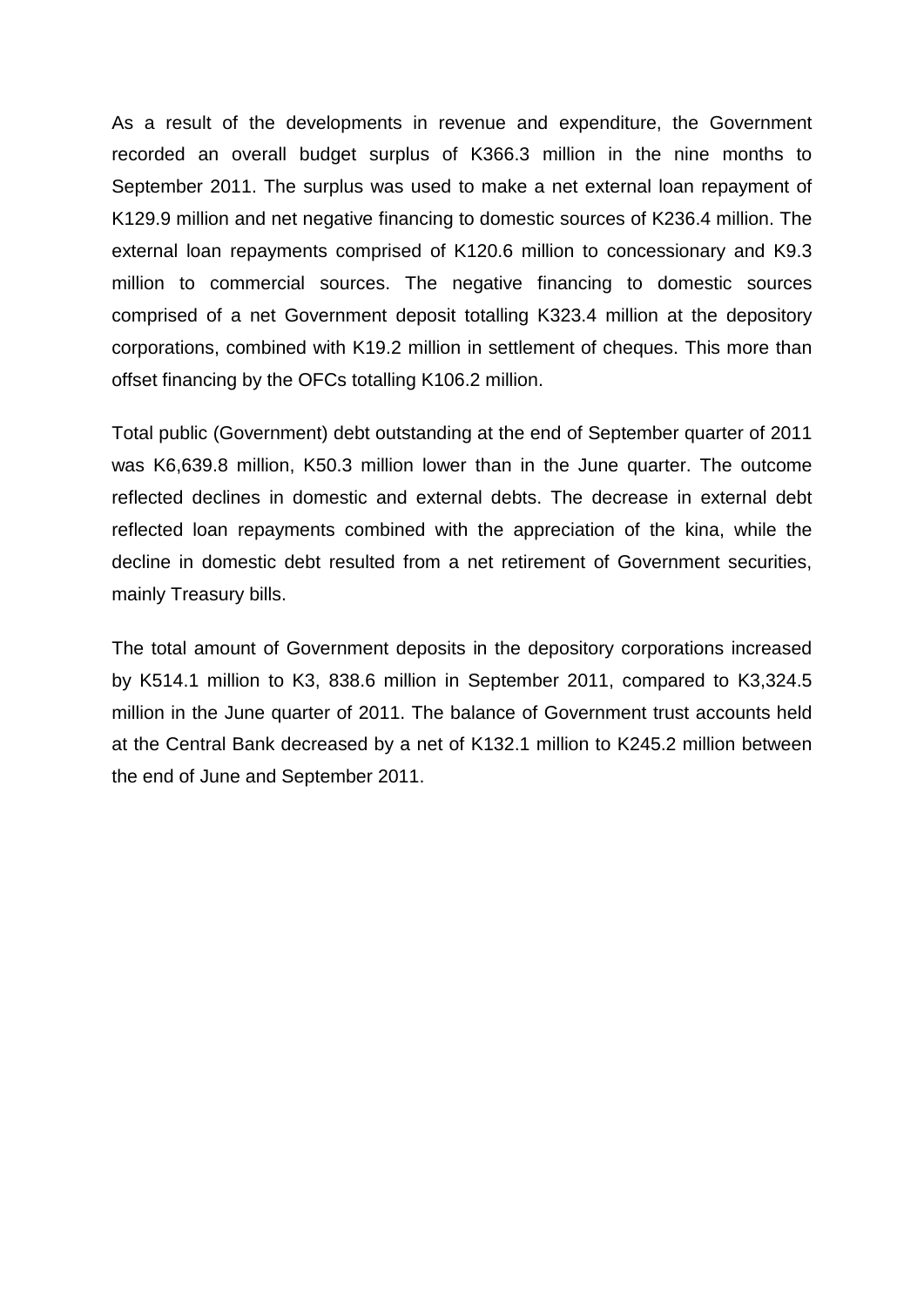As a result of the developments in revenue and expenditure, the Government recorded an overall budget surplus of K366.3 million in the nine months to September 2011. The surplus was used to make a net external loan repayment of K129.9 million and net negative financing to domestic sources of K236.4 million. The external loan repayments comprised of K120.6 million to concessionary and K9.3 million to commercial sources. The negative financing to domestic sources comprised of a net Government deposit totalling K323.4 million at the depository corporations, combined with K19.2 million in settlement of cheques. This more than offset financing by the OFCs totalling K106.2 million.

Total public (Government) debt outstanding at the end of September quarter of 2011 was K6,639.8 million, K50.3 million lower than in the June quarter. The outcome reflected declines in domestic and external debts. The decrease in external debt reflected loan repayments combined with the appreciation of the kina, while the decline in domestic debt resulted from a net retirement of Government securities, mainly Treasury bills.

The total amount of Government deposits in the depository corporations increased by K514.1 million to K3, 838.6 million in September 2011, compared to K3,324.5 million in the June quarter of 2011. The balance of Government trust accounts held at the Central Bank decreased by a net of K132.1 million to K245.2 million between the end of June and September 2011.